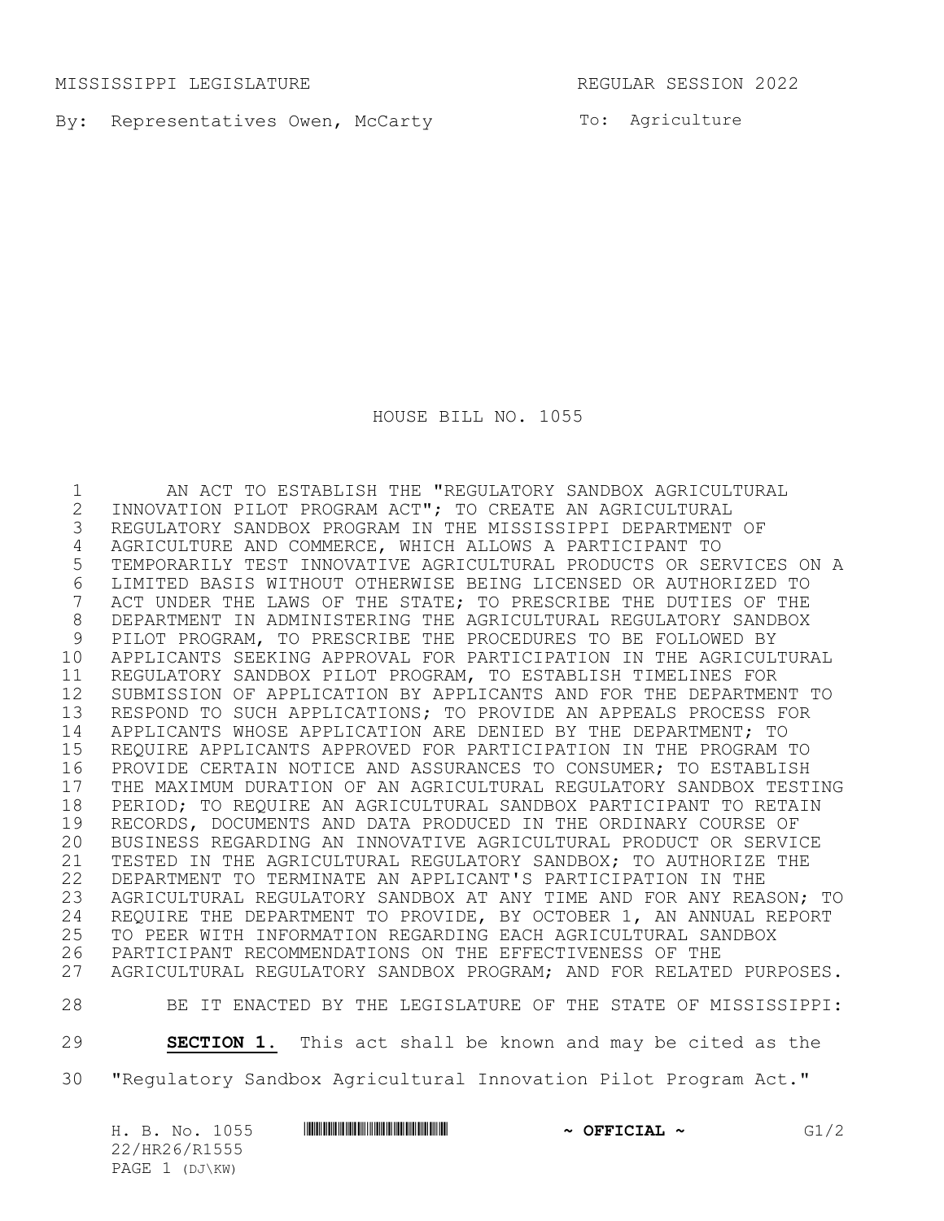MISSISSIPPI LEGISLATURE REGULAR SESSION 2022

By: Representatives Owen, McCarty

To: Agriculture

# HOUSE BILL NO. 1055

AN ACT TO ESTABLISH THE "REGULATORY SANDBOX AGRICULTURAL INNOVATION PILOT PROGRAM ACT"; TO CREATE AN AGRICULTURAL REGULATORY SANDBOX PROGRAM IN THE MISSISSIPPI DEPARTMENT OF AGRICULTURE AND COMMERCE, WHICH ALLOWS A PARTICIPANT TO TEMPORARILY TEST INNOVATIVE AGRICULTURAL PRODUCTS OR SERVICES ON A LIMITED BASIS WITHOUT OTHERWISE BEING LICENSED OR AUTHORIZED TO ACT UNDER THE LAWS OF THE STATE; TO PRESCRIBE THE DUTIES OF THE DEPARTMENT IN ADMINISTERING THE AGRICULTURAL REGULATORY SANDBOX PILOT PROGRAM, TO PRESCRIBE THE PROCEDURES TO BE FOLLOWED BY APPLICANTS SEEKING APPROVAL FOR PARTICIPATION IN THE AGRICULTURAL REGULATORY SANDBOX PILOT PROGRAM, TO ESTABLISH TIMELINES FOR SUBMISSION OF APPLICATION BY APPLICANTS AND FOR THE DEPARTMENT TO RESPOND TO SUCH APPLICATIONS; TO PROVIDE AN APPEALS PROCESS FOR APPLICANTS WHOSE APPLICATION ARE DENIED BY THE DEPARTMENT; TO REQUIRE APPLICANTS APPROVED FOR PARTICIPATION IN THE PROGRAM TO PROVIDE CERTAIN NOTICE AND ASSURANCES TO CONSUMER; TO ESTABLISH THE MAXIMUM DURATION OF AN AGRICULTURAL REGULATORY SANDBOX TESTING PERIOD; TO REQUIRE AN AGRICULTURAL SANDBOX PARTICIPANT TO RETAIN RECORDS, DOCUMENTS AND DATA PRODUCED IN THE ORDINARY COURSE OF BUSINESS REGARDING AN INNOVATIVE AGRICULTURAL PRODUCT OR SERVICE TESTED IN THE AGRICULTURAL REGULATORY SANDBOX; TO AUTHORIZE THE DEPARTMENT TO TERMINATE AN APPLICANT'S PARTICIPATION IN THE AGRICULTURAL REGULATORY SANDBOX AT ANY TIME AND FOR ANY REASON; TO REQUIRE THE DEPARTMENT TO PROVIDE, BY OCTOBER 1, AN ANNUAL REPORT TO PEER WITH INFORMATION REGARDING EACH AGRICULTURAL SANDBOX PARTICIPANT RECOMMENDATIONS ON THE EFFECTIVENESS OF THE AGRICULTURAL REGULATORY SANDBOX PROGRAM; AND FOR RELATED PURPOSES.

BE IT ENACTED BY THE LEGISLATURE OF THE STATE OF MISSISSIPPI:

**SECTION 1.** This act shall be known and may be cited as the "Regulatory Sandbox Agricultural Innovation Pilot Program Act."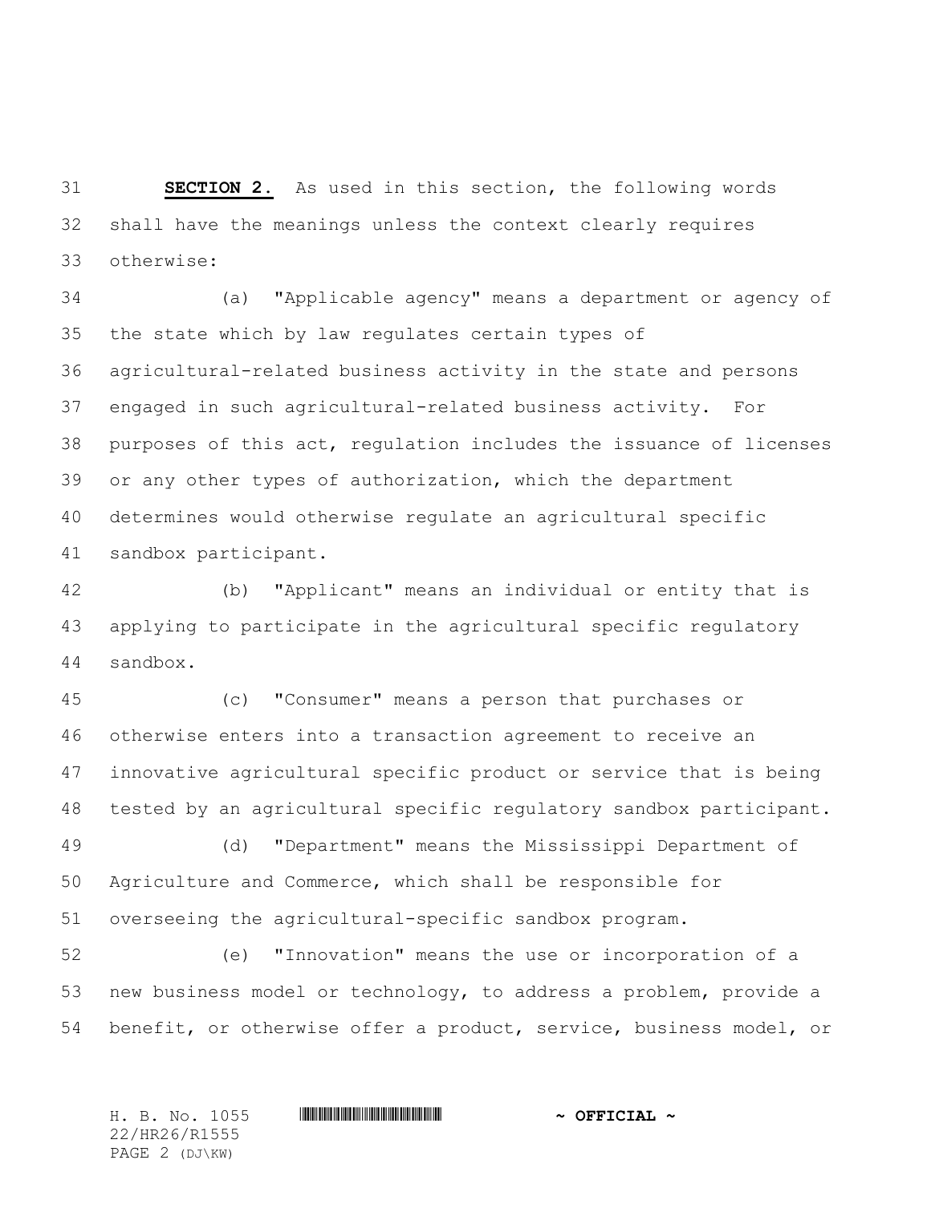**SECTION 2.** As used in this section, the following words shall have the meanings unless the context clearly requires otherwise:

(a) "Applicable agency" means a department or agency of the state which by law regulates certain types of agricultural-related business activity in the state and persons engaged in such agricultural-related business activity. For purposes of this act, regulation includes the issuance of licenses or any other types of authorization, which the department determines would otherwise regulate an agricultural specific sandbox participant.

(b) "Applicant" means an individual or entity that is applying to participate in the agricultural specific regulatory sandbox.

(c) "Consumer" means a person that purchases or otherwise enters into a transaction agreement to receive an innovative agricultural specific product or service that is being tested by an agricultural specific regulatory sandbox participant.

(d) "Department" means the Mississippi Department of Agriculture and Commerce, which shall be responsible for overseeing the agricultural-specific sandbox program.

(e) "Innovation" means the use or incorporation of a new business model or technology, to address a problem, provide a benefit, or otherwise offer a product, service, business model, or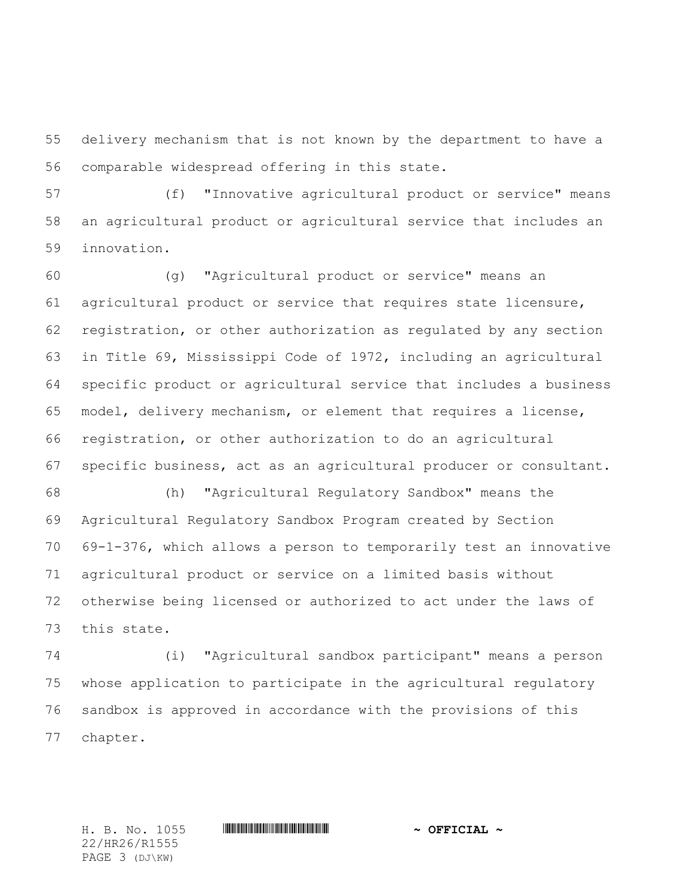delivery mechanism that is not known by the department to have a comparable widespread offering in this state.

(f) "Innovative agricultural product or service" means an agricultural product or agricultural service that includes an innovation.

(g) "Agricultural product or service" means an agricultural product or service that requires state licensure, registration, or other authorization as regulated by any section in Title 69, Mississippi Code of 1972, including an agricultural specific product or agricultural service that includes a business model, delivery mechanism, or element that requires a license, registration, or other authorization to do an agricultural specific business, act as an agricultural producer or consultant.

(h) "Agricultural Regulatory Sandbox" means the Agricultural Regulatory Sandbox Program created by Section 69-1-376, which allows a person to temporarily test an innovative agricultural product or service on a limited basis without otherwise being licensed or authorized to act under the laws of this state.

(i) "Agricultural sandbox participant" means a person whose application to participate in the agricultural regulatory sandbox is approved in accordance with the provisions of this chapter.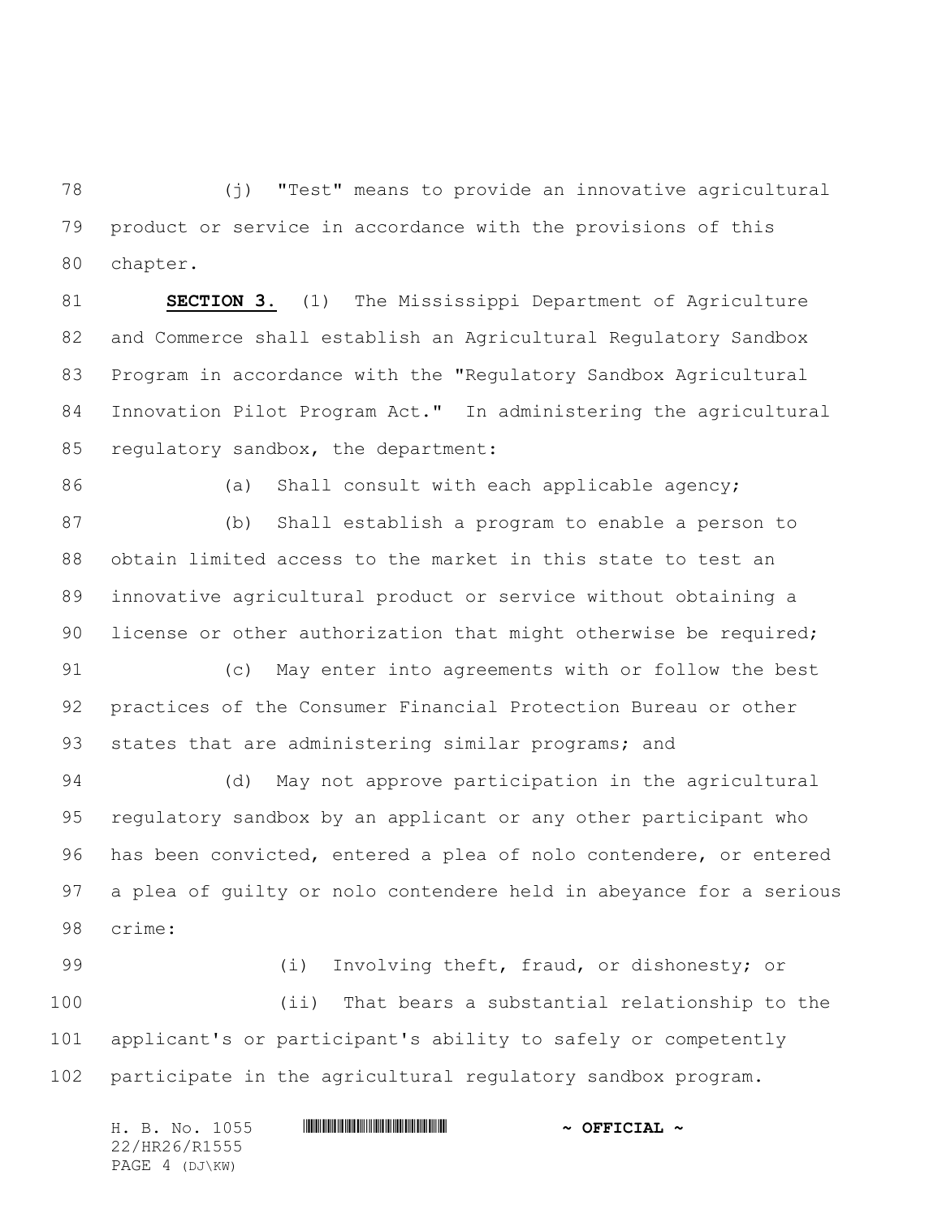(j) "Test" means to provide an innovative agricultural product or service in accordance with the provisions of this chapter.

**SECTION 3.** (1) The Mississippi Department of Agriculture and Commerce shall establish an Agricultural Regulatory Sandbox Program in accordance with the "Regulatory Sandbox Agricultural Innovation Pilot Program Act." In administering the agricultural regulatory sandbox, the department:

(a) Shall consult with each applicable agency;

(b) Shall establish a program to enable a person to obtain limited access to the market in this state to test an innovative agricultural product or service without obtaining a license or other authorization that might otherwise be required;

(c) May enter into agreements with or follow the best practices of the Consumer Financial Protection Bureau or other states that are administering similar programs; and

(d) May not approve participation in the agricultural regulatory sandbox by an applicant or any other participant who has been convicted, entered a plea of nolo contendere, or entered a plea of guilty or nolo contendere held in abeyance for a serious crime:

(i) Involving theft, fraud, or dishonesty; or

(ii) That bears a substantial relationship to the applicant's or participant's ability to safely or competently participate in the agricultural regulatory sandbox program.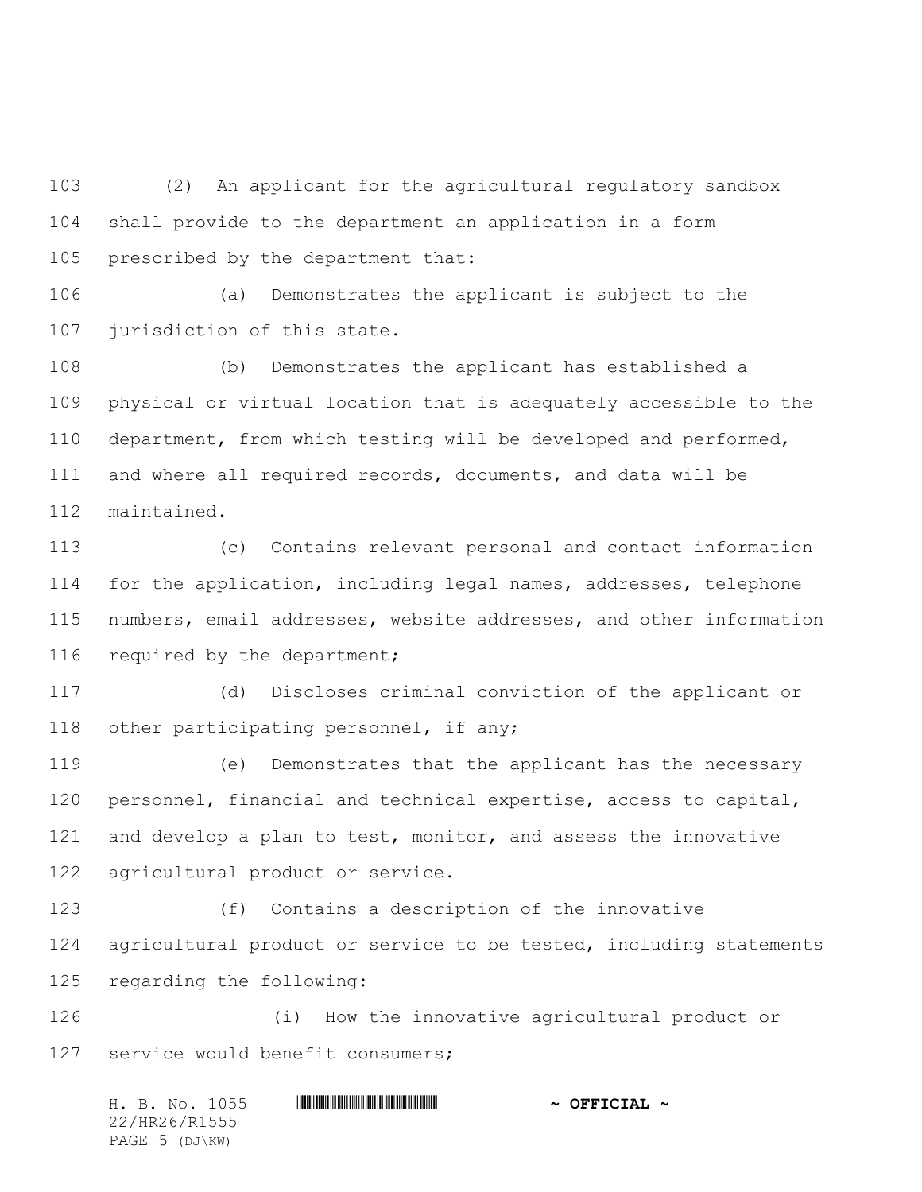(2) An applicant for the agricultural regulatory sandbox shall provide to the department an application in a form prescribed by the department that:

(a) Demonstrates the applicant is subject to the jurisdiction of this state.

(b) Demonstrates the applicant has established a physical or virtual location that is adequately accessible to the department, from which testing will be developed and performed, and where all required records, documents, and data will be maintained.

(c) Contains relevant personal and contact information for the application, including legal names, addresses, telephone numbers, email addresses, website addresses, and other information required by the department;

(d) Discloses criminal conviction of the applicant or other participating personnel, if any;

(e) Demonstrates that the applicant has the necessary personnel, financial and technical expertise, access to capital, and develop a plan to test, monitor, and assess the innovative agricultural product or service.

(f) Contains a description of the innovative agricultural product or service to be tested, including statements regarding the following:

(i) How the innovative agricultural product or service would benefit consumers;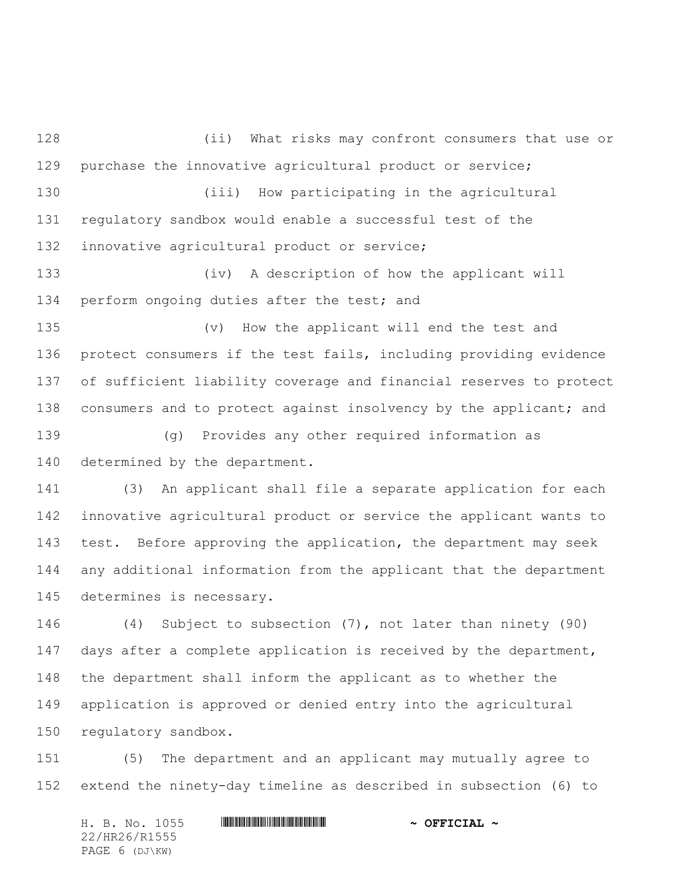(ii) What risks may confront consumers that use or purchase the innovative agricultural product or service;

(iii) How participating in the agricultural regulatory sandbox would enable a successful test of the innovative agricultural product or service;

(iv) A description of how the applicant will perform ongoing duties after the test; and

(v) How the applicant will end the test and protect consumers if the test fails, including providing evidence of sufficient liability coverage and financial reserves to protect consumers and to protect against insolvency by the applicant; and

(g) Provides any other required information as determined by the department.

(3) An applicant shall file a separate application for each innovative agricultural product or service the applicant wants to test. Before approving the application, the department may seek any additional information from the applicant that the department determines is necessary.

(4) Subject to subsection (7), not later than ninety (90) days after a complete application is received by the department, the department shall inform the applicant as to whether the application is approved or denied entry into the agricultural regulatory sandbox.

(5) The department and an applicant may mutually agree to extend the ninety-day timeline as described in subsection (6) to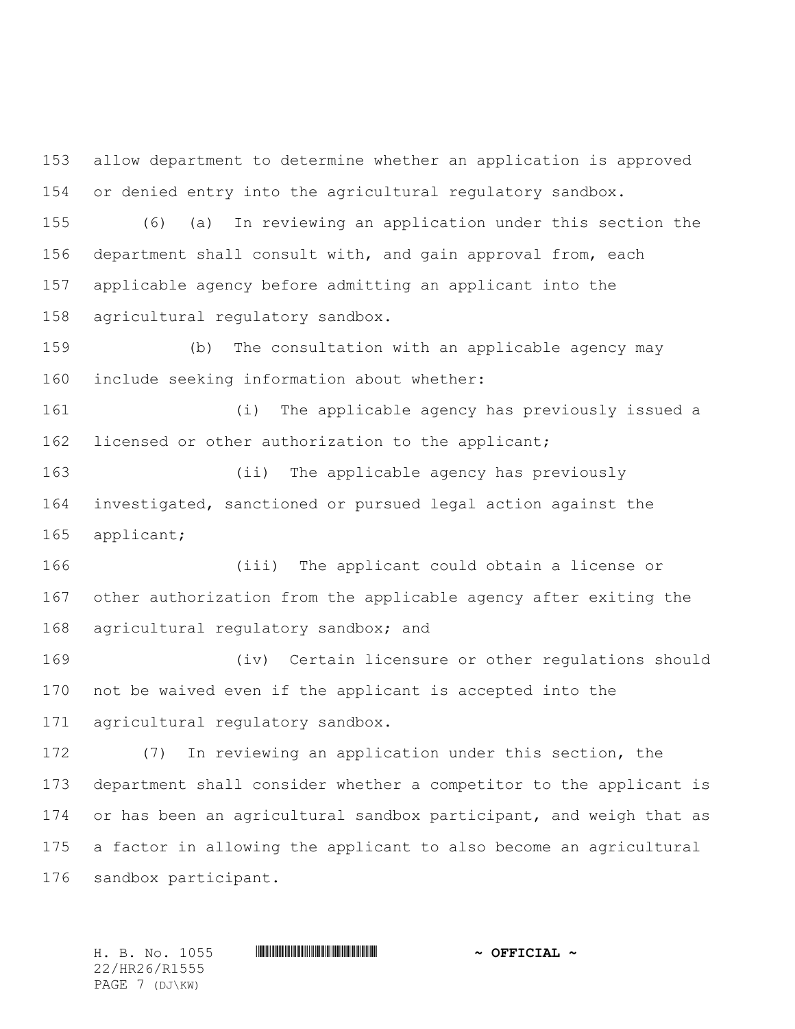allow department to determine whether an application is approved or denied entry into the agricultural regulatory sandbox.

(6) (a) In reviewing an application under this section the department shall consult with, and gain approval from, each applicable agency before admitting an applicant into the agricultural regulatory sandbox.

(b) The consultation with an applicable agency may include seeking information about whether:

(i) The applicable agency has previously issued a licensed or other authorization to the applicant;

(ii) The applicable agency has previously investigated, sanctioned or pursued legal action against the applicant;

(iii) The applicant could obtain a license or other authorization from the applicable agency after exiting the agricultural regulatory sandbox; and

(iv) Certain licensure or other regulations should not be waived even if the applicant is accepted into the agricultural regulatory sandbox.

(7) In reviewing an application under this section, the department shall consider whether a competitor to the applicant is or has been an agricultural sandbox participant, and weigh that as a factor in allowing the applicant to also become an agricultural sandbox participant.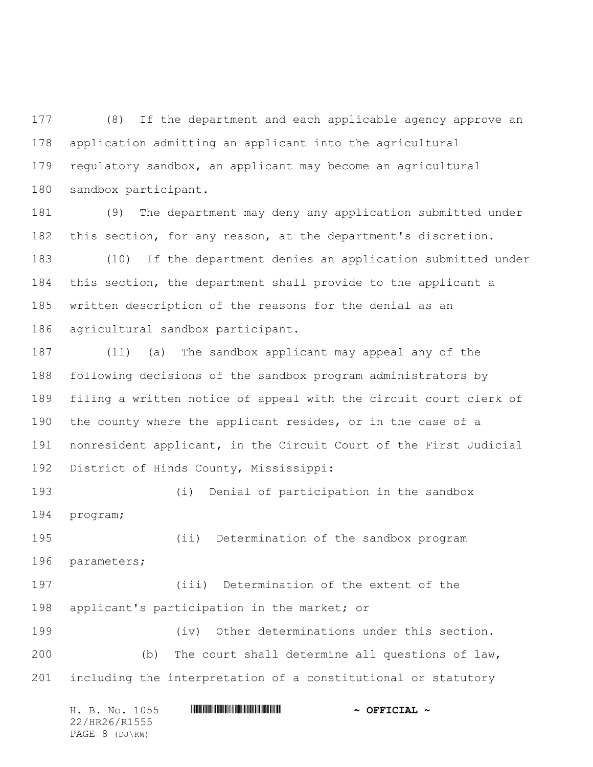(8) If the department and each applicable agency approve an application admitting an applicant into the agricultural regulatory sandbox, an applicant may become an agricultural sandbox participant.

(9) The department may deny any application submitted under this section, for any reason, at the department's discretion.

(10) If the department denies an application submitted under this section, the department shall provide to the applicant a written description of the reasons for the denial as an agricultural sandbox participant.

(11) (a) The sandbox applicant may appeal any of the following decisions of the sandbox program administrators by filing a written notice of appeal with the circuit court clerk of the county where the applicant resides, or in the case of a nonresident applicant, in the Circuit Court of the First Judicial District of Hinds County, Mississippi:

(i) Denial of participation in the sandbox program;

(ii) Determination of the sandbox program parameters;

(iii) Determination of the extent of the applicant's participation in the market; or

(iv) Other determinations under this section.

(b) The court shall determine all questions of law, including the interpretation of a constitutional or statutory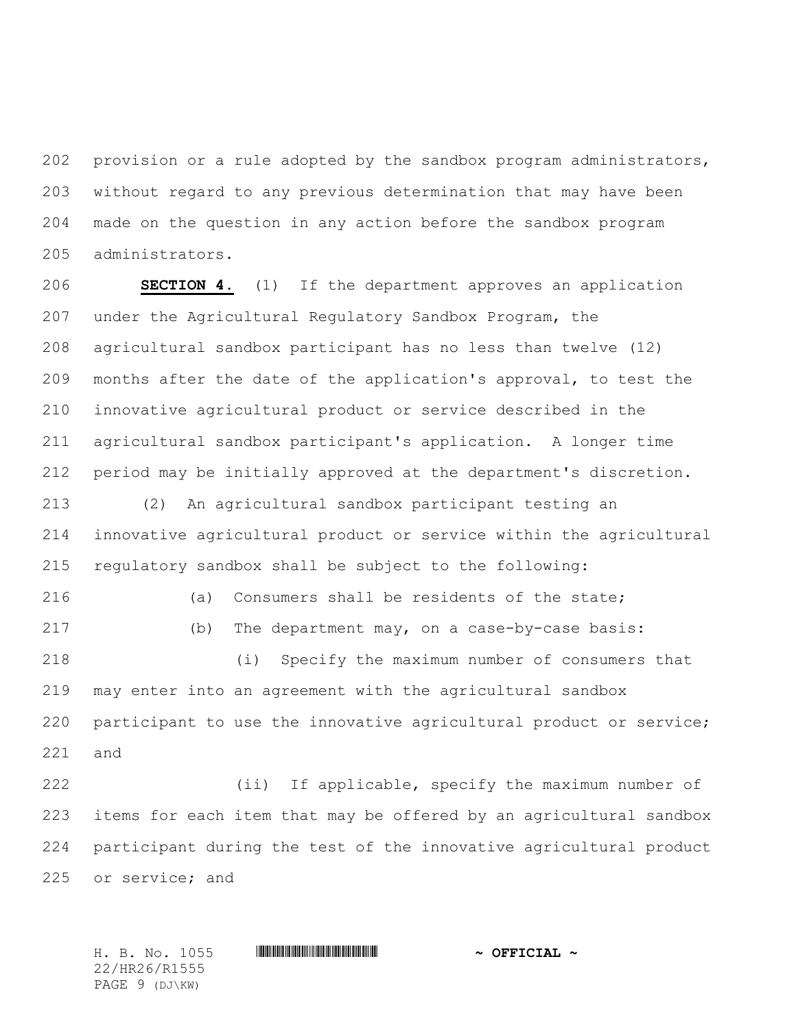provision or a rule adopted by the sandbox program administrators, without regard to any previous determination that may have been made on the question in any action before the sandbox program administrators.

**SECTION 4.** (1) If the department approves an application under the Agricultural Regulatory Sandbox Program, the agricultural sandbox participant has no less than twelve (12) months after the date of the application's approval, to test the innovative agricultural product or service described in the agricultural sandbox participant's application. A longer time period may be initially approved at the department's discretion.

(2) An agricultural sandbox participant testing an innovative agricultural product or service within the agricultural regulatory sandbox shall be subject to the following:

(a) Consumers shall be residents of the state;

(b) The department may, on a case-by-case basis:

(i) Specify the maximum number of consumers that may enter into an agreement with the agricultural sandbox participant to use the innovative agricultural product or service; and

(ii) If applicable, specify the maximum number of items for each item that may be offered by an agricultural sandbox participant during the test of the innovative agricultural product or service; and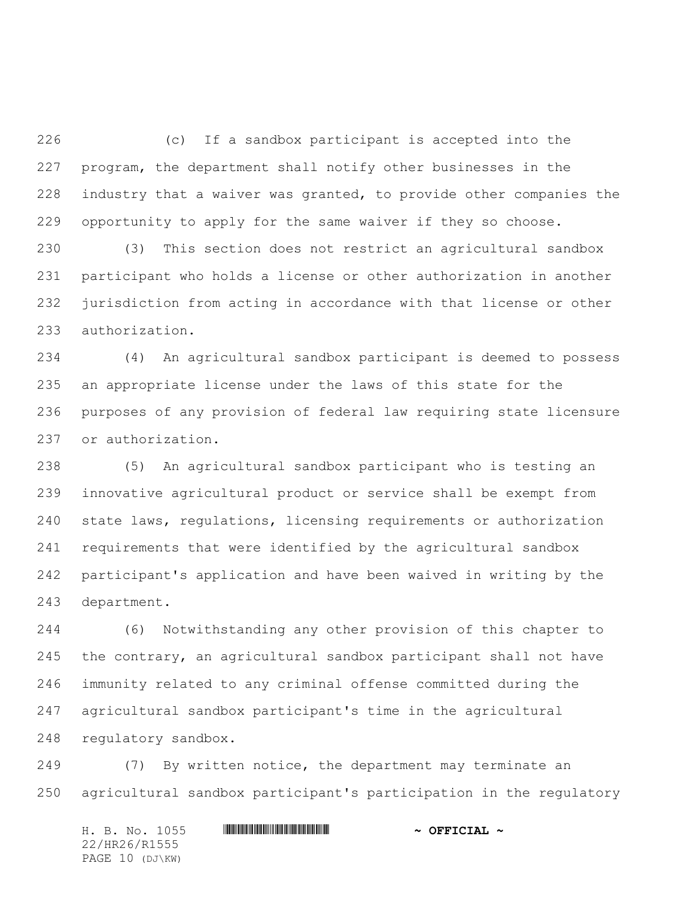(c) If a sandbox participant is accepted into the program, the department shall notify other businesses in the industry that a waiver was granted, to provide other companies the opportunity to apply for the same waiver if they so choose.

(3) This section does not restrict an agricultural sandbox participant who holds a license or other authorization in another jurisdiction from acting in accordance with that license or other authorization.

(4) An agricultural sandbox participant is deemed to possess an appropriate license under the laws of this state for the purposes of any provision of federal law requiring state licensure or authorization.

(5) An agricultural sandbox participant who is testing an innovative agricultural product or service shall be exempt from state laws, regulations, licensing requirements or authorization requirements that were identified by the agricultural sandbox participant's application and have been waived in writing by the department.

(6) Notwithstanding any other provision of this chapter to the contrary, an agricultural sandbox participant shall not have immunity related to any criminal offense committed during the agricultural sandbox participant's time in the agricultural regulatory sandbox.

(7) By written notice, the department may terminate an agricultural sandbox participant's participation in the regulatory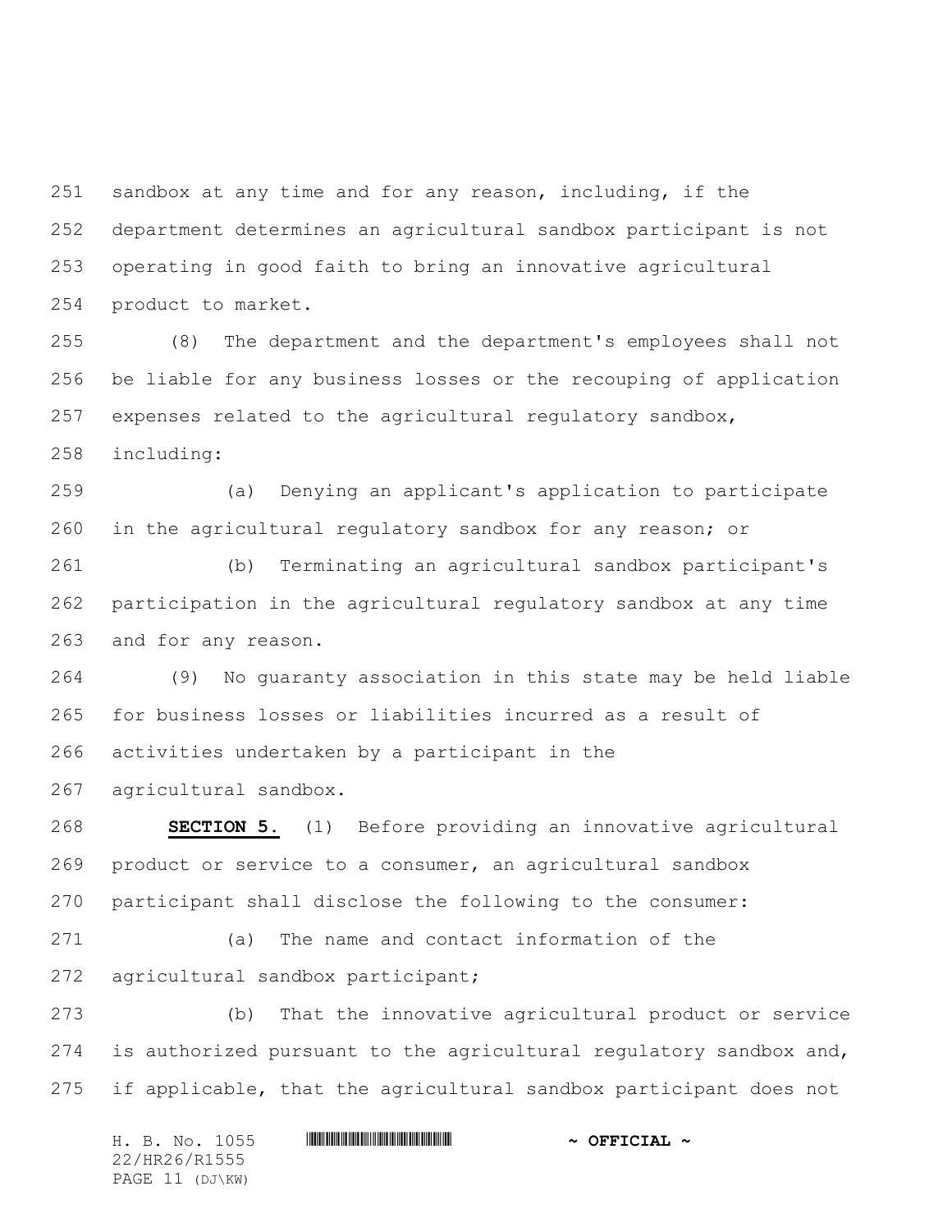sandbox at any time and for any reason, including, if the department determines an agricultural sandbox participant is not operating in good faith to bring an innovative agricultural product to market.

(8) The department and the department's employees shall not be liable for any business losses or the recouping of application expenses related to the agricultural regulatory sandbox, including:

(a) Denying an applicant's application to participate in the agricultural regulatory sandbox for any reason; or

(b) Terminating an agricultural sandbox participant's participation in the agricultural regulatory sandbox at any time and for any reason.

(9) No guaranty association in this state may be held liable for business losses or liabilities incurred as a result of activities undertaken by a participant in the agricultural sandbox.

**SECTION 5.** (1) Before providing an innovative agricultural product or service to a consumer, an agricultural sandbox participant shall disclose the following to the consumer:

(a) The name and contact information of the agricultural sandbox participant;

(b) That the innovative agricultural product or service is authorized pursuant to the agricultural regulatory sandbox and, if applicable, that the agricultural sandbox participant does not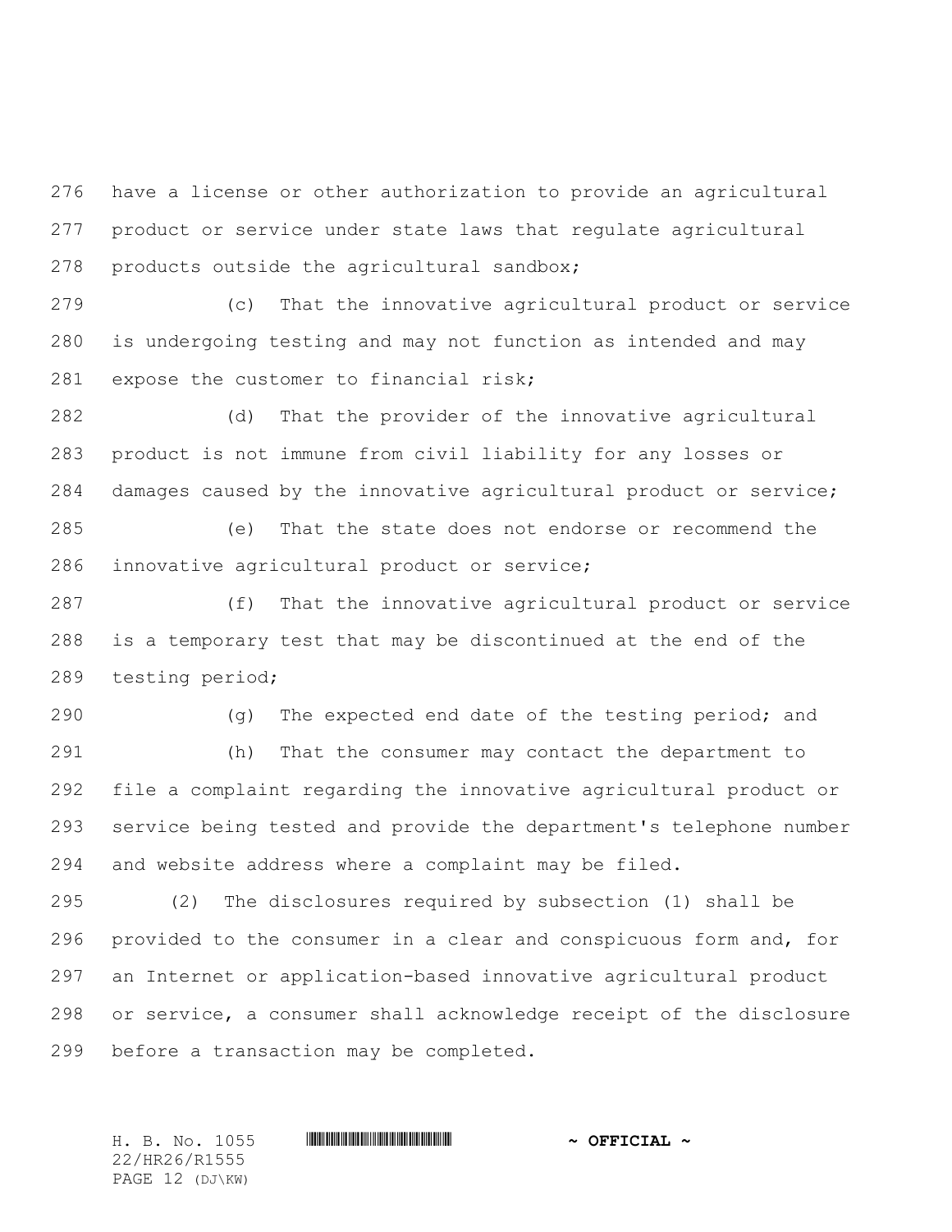have a license or other authorization to provide an agricultural product or service under state laws that regulate agricultural products outside the agricultural sandbox;

(c) That the innovative agricultural product or service is undergoing testing and may not function as intended and may expose the customer to financial risk;

(d) That the provider of the innovative agricultural product is not immune from civil liability for any losses or damages caused by the innovative agricultural product or service;

(e) That the state does not endorse or recommend the innovative agricultural product or service;

(f) That the innovative agricultural product or service is a temporary test that may be discontinued at the end of the testing period;

(g) The expected end date of the testing period; and

(h) That the consumer may contact the department to file a complaint regarding the innovative agricultural product or service being tested and provide the department's telephone number and website address where a complaint may be filed.

(2) The disclosures required by subsection (1) shall be provided to the consumer in a clear and conspicuous form and, for an Internet or application-based innovative agricultural product or service, a consumer shall acknowledge receipt of the disclosure before a transaction may be completed.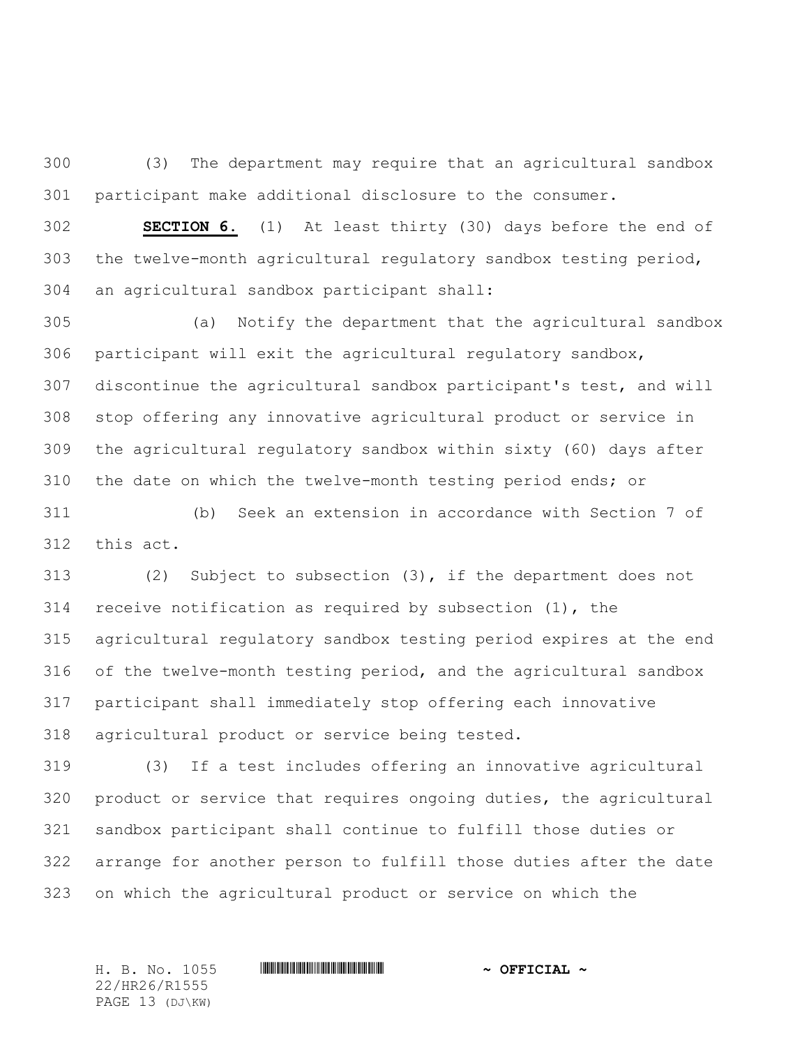(3) The department may require that an agricultural sandbox participant make additional disclosure to the consumer.

**SECTION 6.** (1) At least thirty (30) days before the end of the twelve-month agricultural regulatory sandbox testing period, an agricultural sandbox participant shall:

(a) Notify the department that the agricultural sandbox participant will exit the agricultural regulatory sandbox, discontinue the agricultural sandbox participant's test, and will stop offering any innovative agricultural product or service in the agricultural regulatory sandbox within sixty (60) days after the date on which the twelve-month testing period ends; or

(b) Seek an extension in accordance with Section 7 of this act.

(2) Subject to subsection (3), if the department does not receive notification as required by subsection (1), the agricultural regulatory sandbox testing period expires at the end of the twelve-month testing period, and the agricultural sandbox participant shall immediately stop offering each innovative agricultural product or service being tested.

(3) If a test includes offering an innovative agricultural product or service that requires ongoing duties, the agricultural sandbox participant shall continue to fulfill those duties or arrange for another person to fulfill those duties after the date on which the agricultural product or service on which the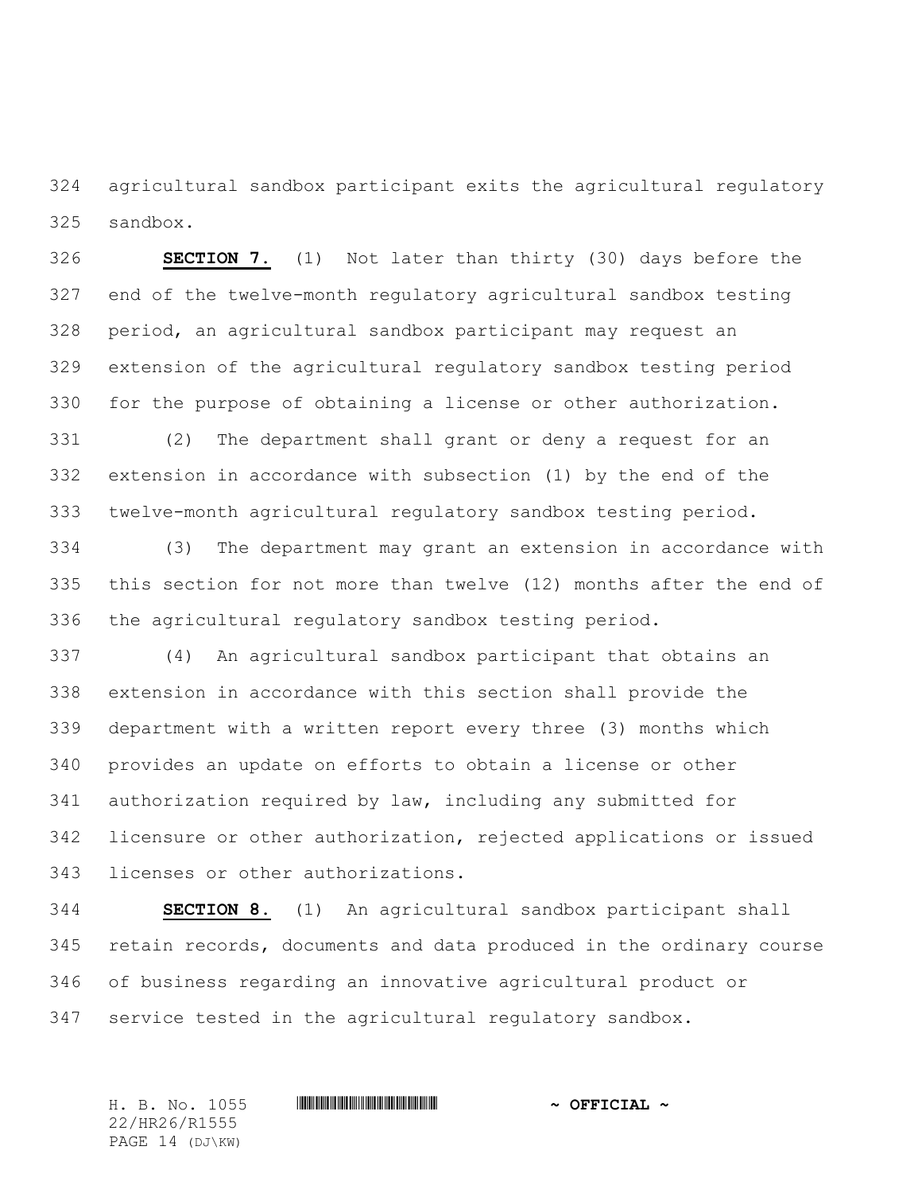agricultural sandbox participant exits the agricultural regulatory sandbox.

**SECTION 7.** (1) Not later than thirty (30) days before the end of the twelve-month regulatory agricultural sandbox testing period, an agricultural sandbox participant may request an extension of the agricultural regulatory sandbox testing period for the purpose of obtaining a license or other authorization.

(2) The department shall grant or deny a request for an extension in accordance with subsection (1) by the end of the twelve-month agricultural regulatory sandbox testing period.

(3) The department may grant an extension in accordance with this section for not more than twelve (12) months after the end of the agricultural regulatory sandbox testing period.

(4) An agricultural sandbox participant that obtains an extension in accordance with this section shall provide the department with a written report every three (3) months which provides an update on efforts to obtain a license or other authorization required by law, including any submitted for licensure or other authorization, rejected applications or issued licenses or other authorizations.

**SECTION 8.** (1) An agricultural sandbox participant shall retain records, documents and data produced in the ordinary course of business regarding an innovative agricultural product or service tested in the agricultural regulatory sandbox.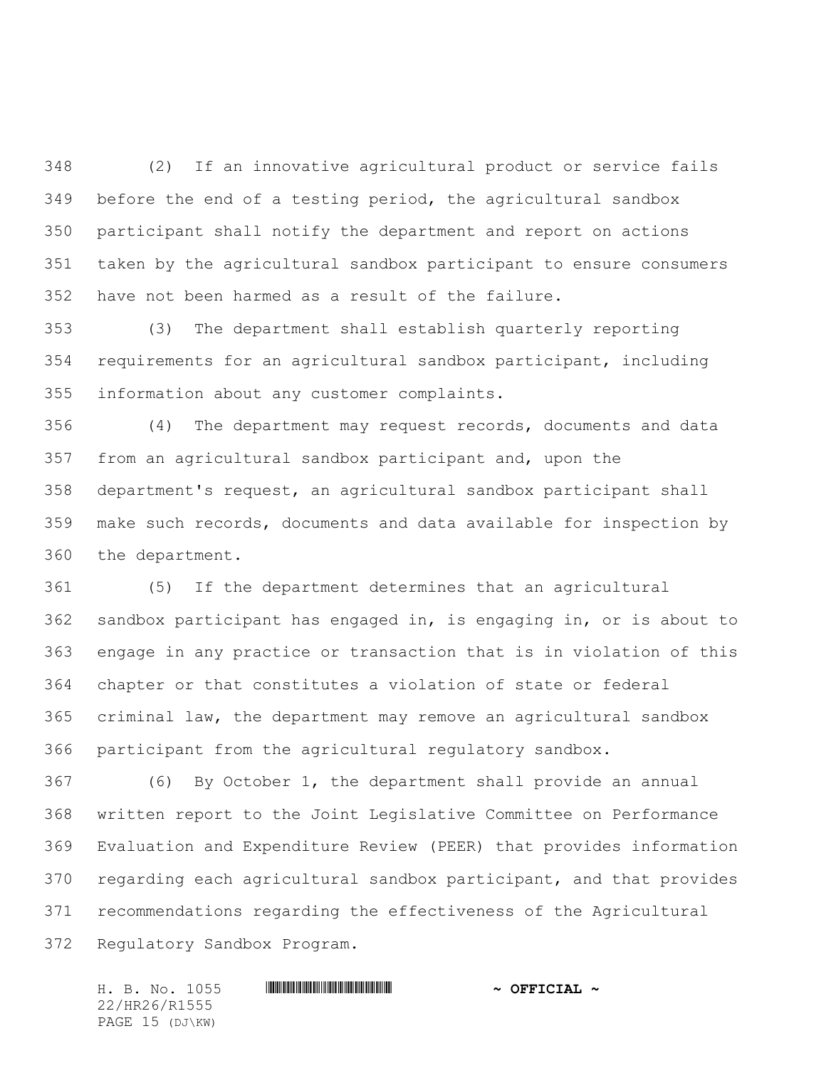(2) If an innovative agricultural product or service fails before the end of a testing period, the agricultural sandbox participant shall notify the department and report on actions taken by the agricultural sandbox participant to ensure consumers have not been harmed as a result of the failure.

(3) The department shall establish quarterly reporting requirements for an agricultural sandbox participant, including information about any customer complaints.

(4) The department may request records, documents and data from an agricultural sandbox participant and, upon the department's request, an agricultural sandbox participant shall make such records, documents and data available for inspection by the department.

(5) If the department determines that an agricultural sandbox participant has engaged in, is engaging in, or is about to engage in any practice or transaction that is in violation of this chapter or that constitutes a violation of state or federal criminal law, the department may remove an agricultural sandbox participant from the agricultural regulatory sandbox.

(6) By October 1, the department shall provide an annual written report to the Joint Legislative Committee on Performance Evaluation and Expenditure Review (PEER) that provides information regarding each agricultural sandbox participant, and that provides recommendations regarding the effectiveness of the Agricultural Regulatory Sandbox Program.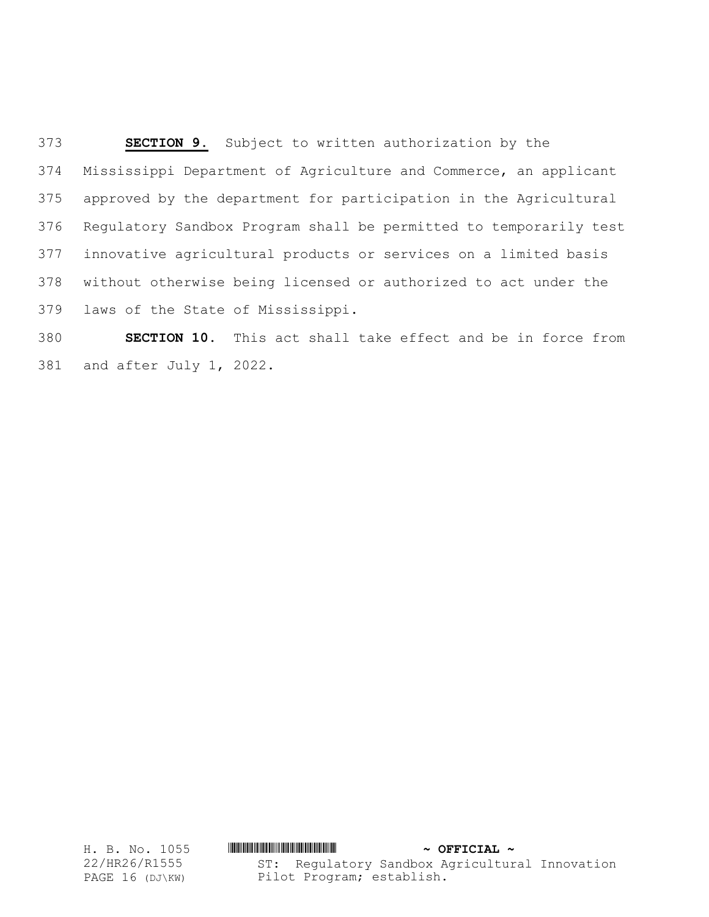**SECTION 9.** Subject to written authorization by the Mississippi Department of Agriculture and Commerce, an applicant approved by the department for participation in the Agricultural Regulatory Sandbox Program shall be permitted to temporarily test innovative agricultural products or services on a limited basis without otherwise being licensed or authorized to act under the laws of the State of Mississippi.

**SECTION 10.** This act shall take effect and be in force from and after July 1, 2022.